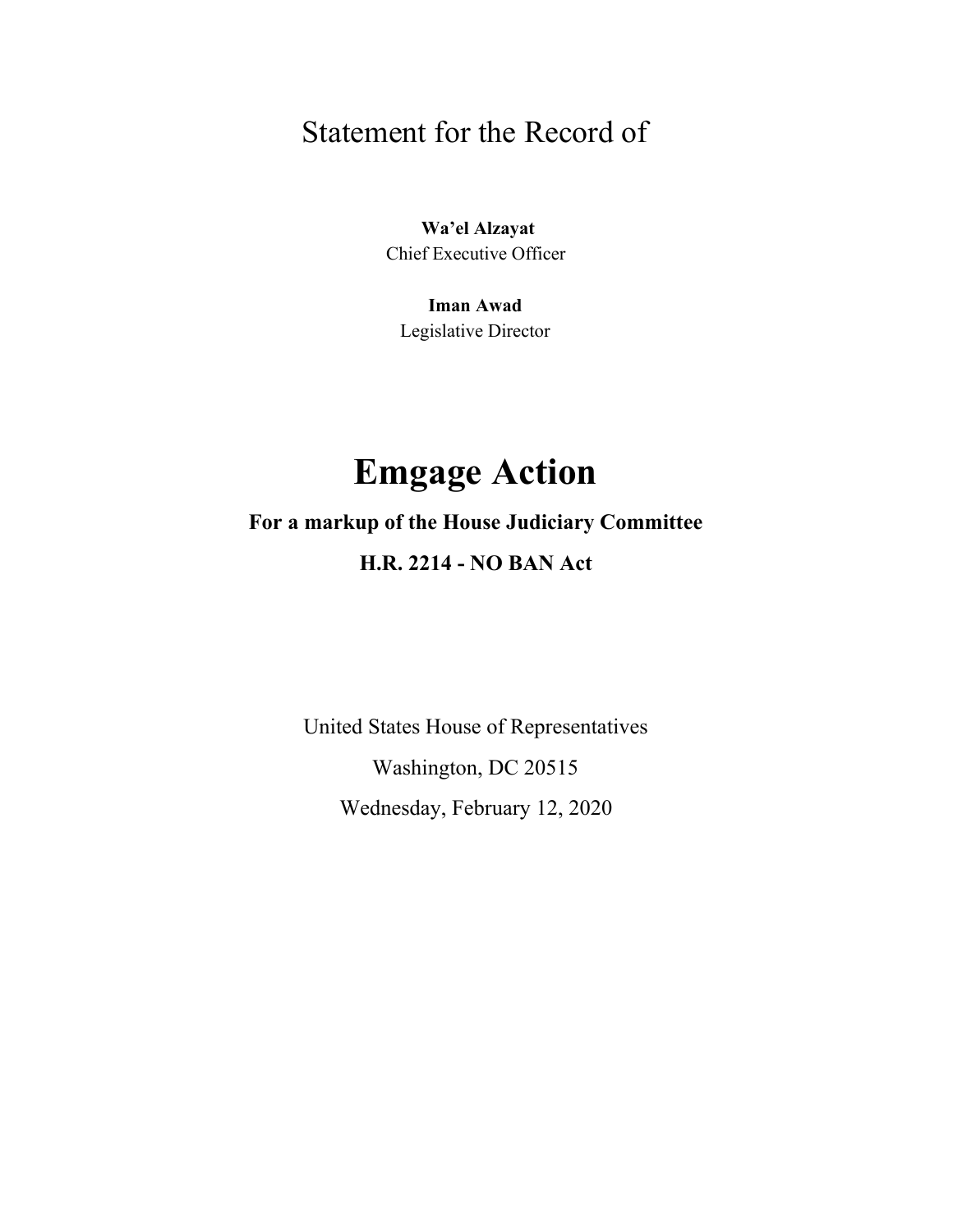Statement for the Record of

**Wa'el Alzayat**
Chief Executive Officer

**Iman Awad**
Legislative Director

# Emgage Action

**For a markup of the House Judiciary Committee**

**H.R. 2214 - NO BAN Act**

United States House of Representatives

Washington, DC 20515

Wednesday, February 12, 2020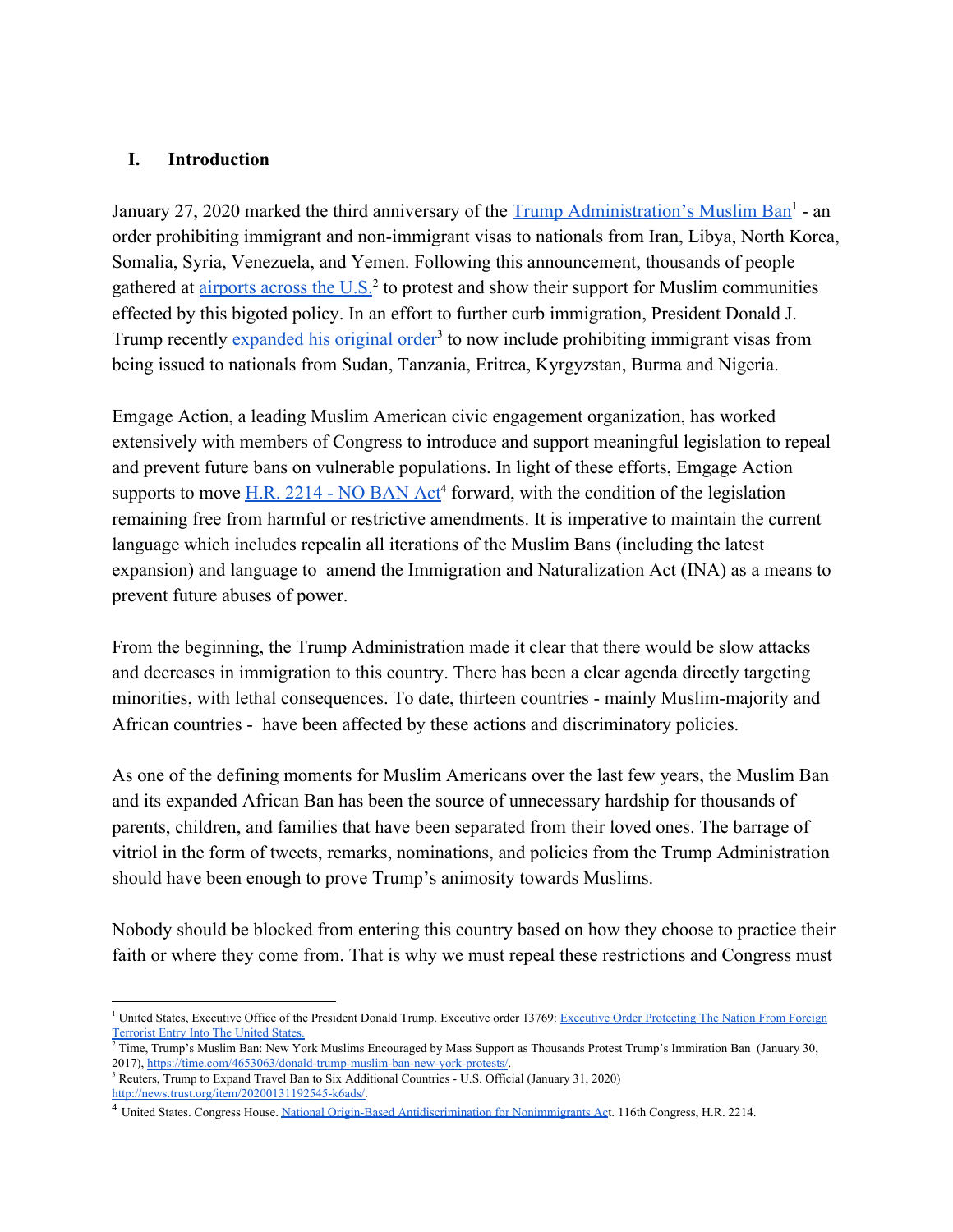## I. Introduction

January 27, 2020 marked the third anniversary of the Trump Administration's Muslim Ban[1] - an order prohibiting immigrant and non-immigrant visas to nationals from Iran, Libya, North Korea, Somalia, Syria, Venezuela, and Yemen. Following this announcement, thousands of people gathered at airports across the U.S.[2] to protest and show their support for Muslim communities effected by this bigoted policy. In an effort to further curb immigration, President Donald J. Trump recently expanded his original order[3] to now include prohibiting immigrant visas from being issued to nationals from Sudan, Tanzania, Eritrea, Kyrgyzstan, Burma and Nigeria.

Emgage Action, a leading Muslim American civic engagement organization, has worked extensively with members of Congress to introduce and support meaningful legislation to repeal and prevent future bans on vulnerable populations. In light of these efforts, Emgage Action supports to move H.R. 2214 - NO BAN Act[4] forward, with the condition of the legislation remaining free from harmful or restrictive amendments. It is imperative to maintain the current language which includes repealin all iterations of the Muslim Bans (including the latest expansion) and language to amend the Immigration and Naturalization Act (INA) as a means to prevent future abuses of power.

From the beginning, the Trump Administration made it clear that there would be slow attacks and decreases in immigration to this country. There has been a clear agenda directly targeting minorities, with lethal consequences. To date, thirteen countries - mainly Muslim-majority and African countries - have been affected by these actions and discriminatory policies.

As one of the defining moments for Muslim Americans over the last few years, the Muslim Ban and its expanded African Ban has been the source of unnecessary hardship for thousands of parents, children, and families that have been separated from their loved ones. The barrage of vitriol in the form of tweets, remarks, nominations, and policies from the Trump Administration should have been enough to prove Trump's animosity towards Muslims.

Nobody should be blocked from entering this country based on how they choose to practice their faith or where they come from. That is why we must repeal these restrictions and Congress must

---

[1] United States, Executive Office of the President Donald Trump. Executive order 13769: Executive Order Protecting The Nation From Foreign Terrorist Entry Into The United States.

[2] Time, Trump's Muslim Ban: New York Muslims Encouraged by Mass Support as Thousands Protest Trump's Immiration Ban (January 30, 2017), https://time.com/4653063/donald-trump-muslim-ban-new-york-protests/.

[3] Reuters, Trump to Expand Travel Ban to Six Additional Countries - U.S. Official (January 31, 2020) http://news.trust.org/item/20200131192545-k6ads/.

[4] United States. Congress House. National Origin-Based Antidiscrimination for Nonimmigrants Act. 116th Congress, H.R. 2214.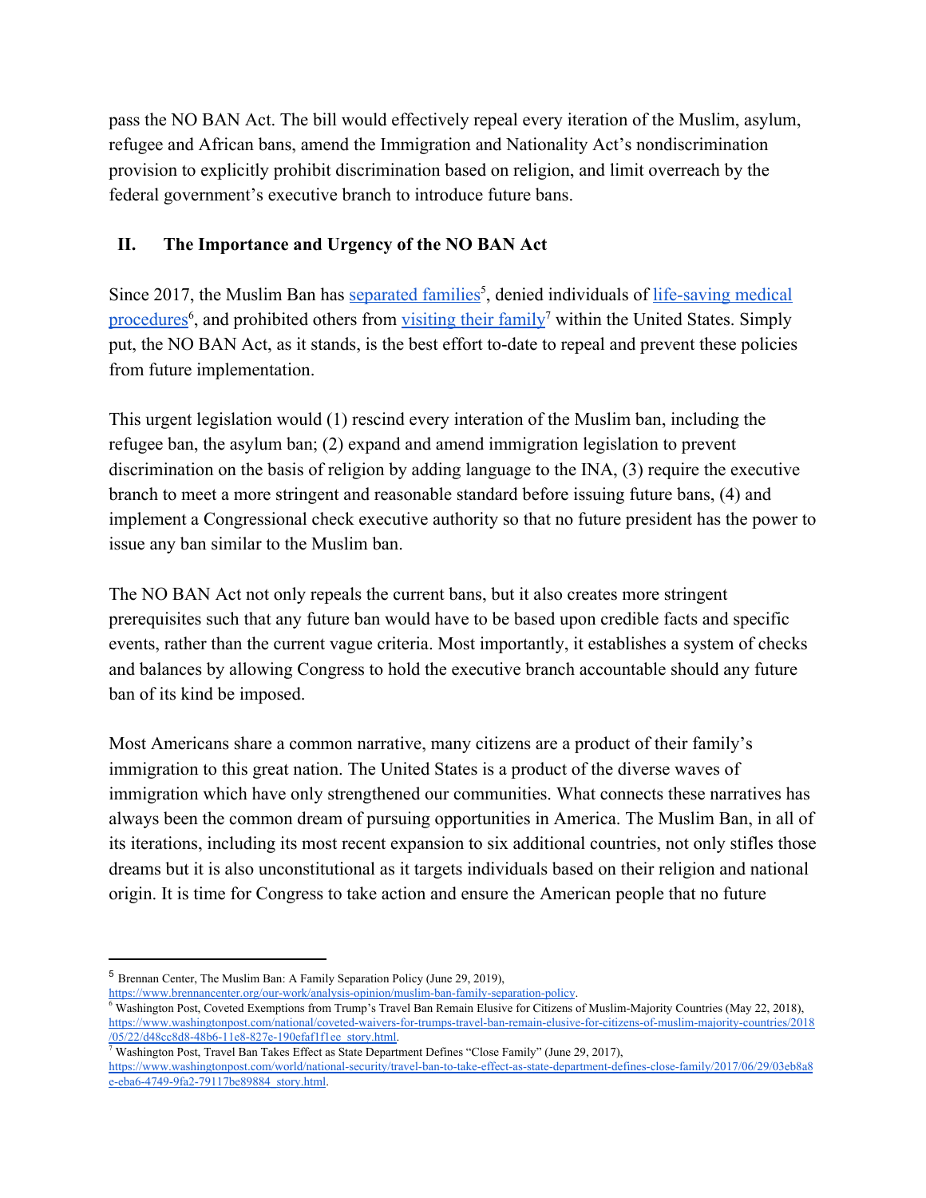pass the NO BAN Act. The bill would effectively repeal every iteration of the Muslim, asylum, refugee and African bans, amend the Immigration and Nationality Act's nondiscrimination provision to explicitly prohibit discrimination based on religion, and limit overreach by the federal government's executive branch to introduce future bans.

## II. The Importance and Urgency of the NO BAN Act

Since 2017, the Muslim Ban has [separated families](https://www.brennancenter.org/our-work/analysis-opinion/muslim-ban-family-separation-policy)[5], denied individuals of [life-saving medical procedures](https://www.washingtonpost.com/national/coveted-waivers-for-trumps-travel-ban-remain-elusive-for-citizens-of-muslim-majority-countries/2018/05/22/d48cc8d8-48b6-11e8-827e-190efaf1f1ee_story.html)[6], and prohibited others from [visiting their family](https://www.washingtonpost.com/world/national-security/travel-ban-to-take-effect-as-state-department-defines-close-family/2017/06/29/03eb8a8e-eba6-4749-9fa2-79117be89884_story.html)[7] within the United States. Simply put, the NO BAN Act, as it stands, is the best effort to-date to repeal and prevent these policies from future implementation.

This urgent legislation would (1) rescind every interation of the Muslim ban, including the refugee ban, the asylum ban; (2) expand and amend immigration legislation to prevent discrimination on the basis of religion by adding language to the INA, (3) require the executive branch to meet a more stringent and reasonable standard before issuing future bans, (4) and implement a Congressional check executive authority so that no future president has the power to issue any ban similar to the Muslim ban.

The NO BAN Act not only repeals the current bans, but it also creates more stringent prerequisites such that any future ban would have to be based upon credible facts and specific events, rather than the current vague criteria. Most importantly, it establishes a system of checks and balances by allowing Congress to hold the executive branch accountable should any future ban of its kind be imposed.

Most Americans share a common narrative, many citizens are a product of their family's immigration to this great nation. The United States is a product of the diverse waves of immigration which have only strengthened our communities. What connects these narratives has always been the common dream of pursuing opportunities in America. The Muslim Ban, in all of its iterations, including its most recent expansion to six additional countries, not only stifles those dreams but it is also unconstitutional as it targets individuals based on their religion and national origin. It is time for Congress to take action and ensure the American people that no future

---

[5] Brennan Center, The Muslim Ban: A Family Separation Policy (June 29, 2019), https://www.brennancenter.org/our-work/analysis-opinion/muslim-ban-family-separation-policy.

[6] Washington Post, Coveted Exemptions from Trump's Travel Ban Remain Elusive for Citizens of Muslim-Majority Countries (May 22, 2018), https://www.washingtonpost.com/national/coveted-waivers-for-trumps-travel-ban-remain-elusive-for-citizens-of-muslim-majority-countries/2018/05/22/d48cc8d8-48b6-11e8-827e-190efaf1f1ee_story.html.

[7] Washington Post, Travel Ban Takes Effect as State Department Defines "Close Family" (June 29, 2017), https://www.washingtonpost.com/world/national-security/travel-ban-to-take-effect-as-state-department-defines-close-family/2017/06/29/03eb8a8e-eba6-4749-9fa2-79117be89884_story.html.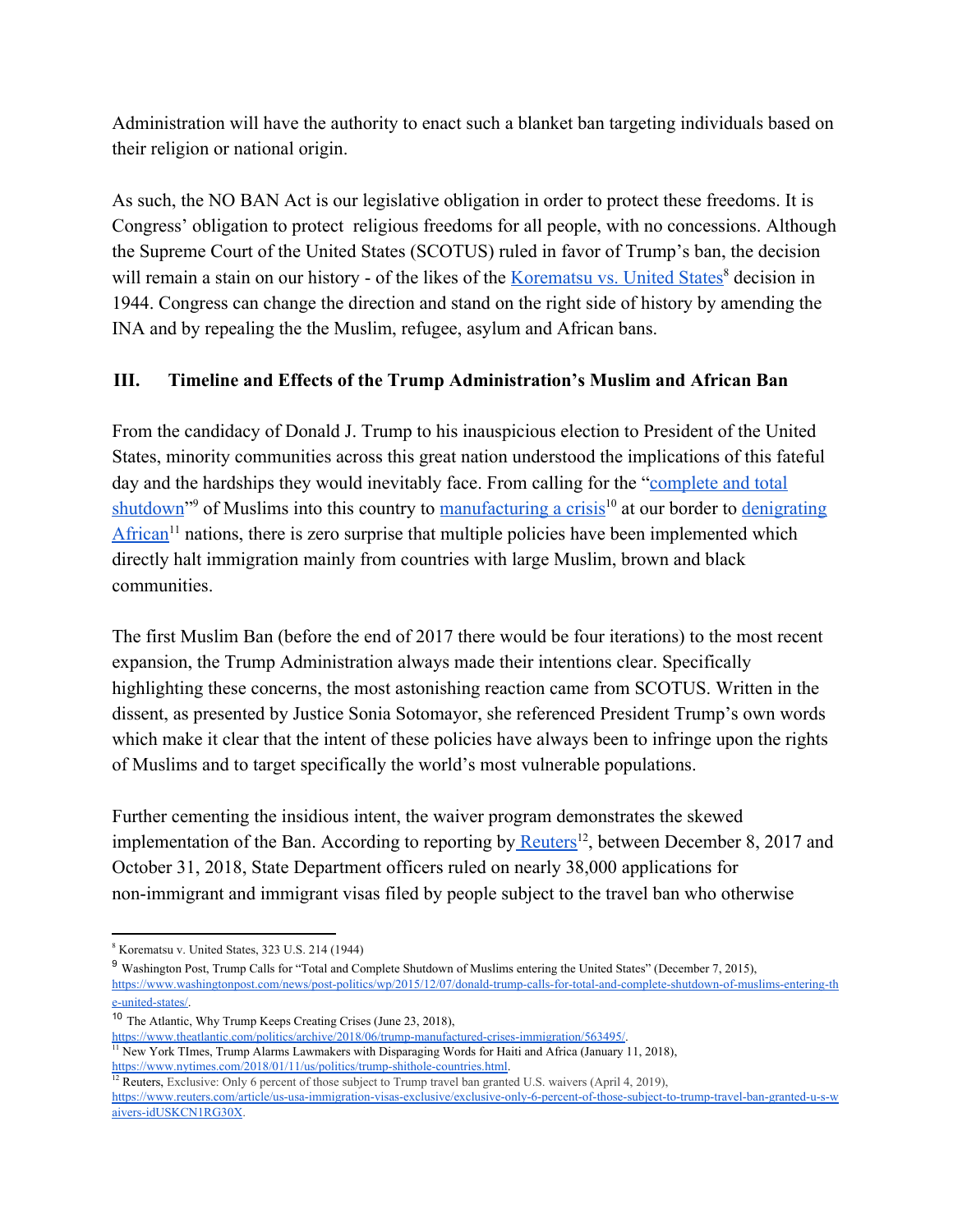Administration will have the authority to enact such a blanket ban targeting individuals based on their religion or national origin.

As such, the NO BAN Act is our legislative obligation in order to protect these freedoms. It is Congress' obligation to protect religious freedoms for all people, with no concessions. Although the Supreme Court of the United States (SCOTUS) ruled in favor of Trump's ban, the decision will remain a stain on our history - of the likes of the Korematsu vs. United States[8] decision in 1944. Congress can change the direction and stand on the right side of history by amending the INA and by repealing the the Muslim, refugee, asylum and African bans.

## III. Timeline and Effects of the Trump Administration's Muslim and African Ban

From the candidacy of Donald J. Trump to his inauspicious election to President of the United States, minority communities across this great nation understood the implications of this fateful day and the hardships they would inevitably face. From calling for the "complete and total shutdown"[9] of Muslims into this country to manufacturing a crisis[10] at our border to denigrating African[11] nations, there is zero surprise that multiple policies have been implemented which directly halt immigration mainly from countries with large Muslim, brown and black communities.

The first Muslim Ban (before the end of 2017 there would be four iterations) to the most recent expansion, the Trump Administration always made their intentions clear. Specifically highlighting these concerns, the most astonishing reaction came from SCOTUS. Written in the dissent, as presented by Justice Sonia Sotomayor, she referenced President Trump's own words which make it clear that the intent of these policies have always been to infringe upon the rights of Muslims and to target specifically the world's most vulnerable populations.

Further cementing the insidious intent, the waiver program demonstrates the skewed implementation of the Ban. According to reporting by Reuters[12], between December 8, 2017 and October 31, 2018, State Department officers ruled on nearly 38,000 applications for non-immigrant and immigrant visas filed by people subject to the travel ban who otherwise

---

[8] Korematsu v. United States, 323 U.S. 214 (1944)

[9] Washington Post, Trump Calls for "Total and Complete Shutdown of Muslims entering the United States" (December 7, 2015), https://www.washingtonpost.com/news/post-politics/wp/2015/12/07/donald-trump-calls-for-total-and-complete-shutdown-of-muslims-entering-the-united-states/.

[10] The Atlantic, Why Trump Keeps Creating Crises (June 23, 2018), https://www.theatlantic.com/politics/archive/2018/06/trump-manufactured-crises-immigration/563495/.

[11] New York TImes, Trump Alarms Lawmakers with Disparaging Words for Haiti and Africa (January 11, 2018), https://www.nytimes.com/2018/01/11/us/politics/trump-shithole-countries.html.

[12] Reuters, Exclusive: Only 6 percent of those subject to Trump travel ban granted U.S. waivers (April 4, 2019), https://www.reuters.com/article/us-usa-immigration-visas-exclusive/exclusive-only-6-percent-of-those-subject-to-trump-travel-ban-granted-u-s-waivers-idUSKCN1RG30X.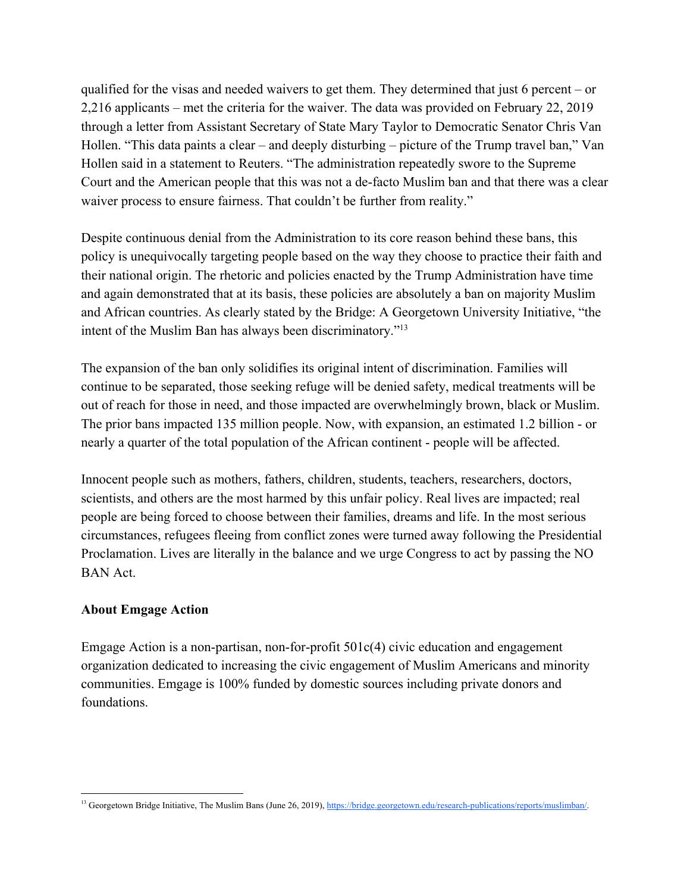qualified for the visas and needed waivers to get them. They determined that just 6 percent – or 2,216 applicants – met the criteria for the waiver. The data was provided on February 22, 2019 through a letter from Assistant Secretary of State Mary Taylor to Democratic Senator Chris Van Hollen. "This data paints a clear – and deeply disturbing – picture of the Trump travel ban," Van Hollen said in a statement to Reuters. "The administration repeatedly swore to the Supreme Court and the American people that this was not a de-facto Muslim ban and that there was a clear waiver process to ensure fairness. That couldn't be further from reality."

Despite continuous denial from the Administration to its core reason behind these bans, this policy is unequivocally targeting people based on the way they choose to practice their faith and their national origin. The rhetoric and policies enacted by the Trump Administration have time and again demonstrated that at its basis, these policies are absolutely a ban on majority Muslim and African countries. As clearly stated by the Bridge: A Georgetown University Initiative, "the intent of the Muslim Ban has always been discriminatory."[13]

The expansion of the ban only solidifies its original intent of discrimination. Families will continue to be separated, those seeking refuge will be denied safety, medical treatments will be out of reach for those in need, and those impacted are overwhelmingly brown, black or Muslim. The prior bans impacted 135 million people. Now, with expansion, an estimated 1.2 billion - or nearly a quarter of the total population of the African continent - people will be affected.

Innocent people such as mothers, fathers, children, students, teachers, researchers, doctors, scientists, and others are the most harmed by this unfair policy. Real lives are impacted; real people are being forced to choose between their families, dreams and life. In the most serious circumstances, refugees fleeing from conflict zones were turned away following the Presidential Proclamation. Lives are literally in the balance and we urge Congress to act by passing the NO BAN Act.

**About Emgage Action**

Emgage Action is a non-partisan, non-for-profit 501c(4) civic education and engagement organization dedicated to increasing the civic engagement of Muslim Americans and minority communities. Emgage is 100% funded by domestic sources including private donors and foundations.

---

[13] Georgetown Bridge Initiative, The Muslim Bans (June 26, 2019), https://bridge.georgetown.edu/research-publications/reports/muslimban/.